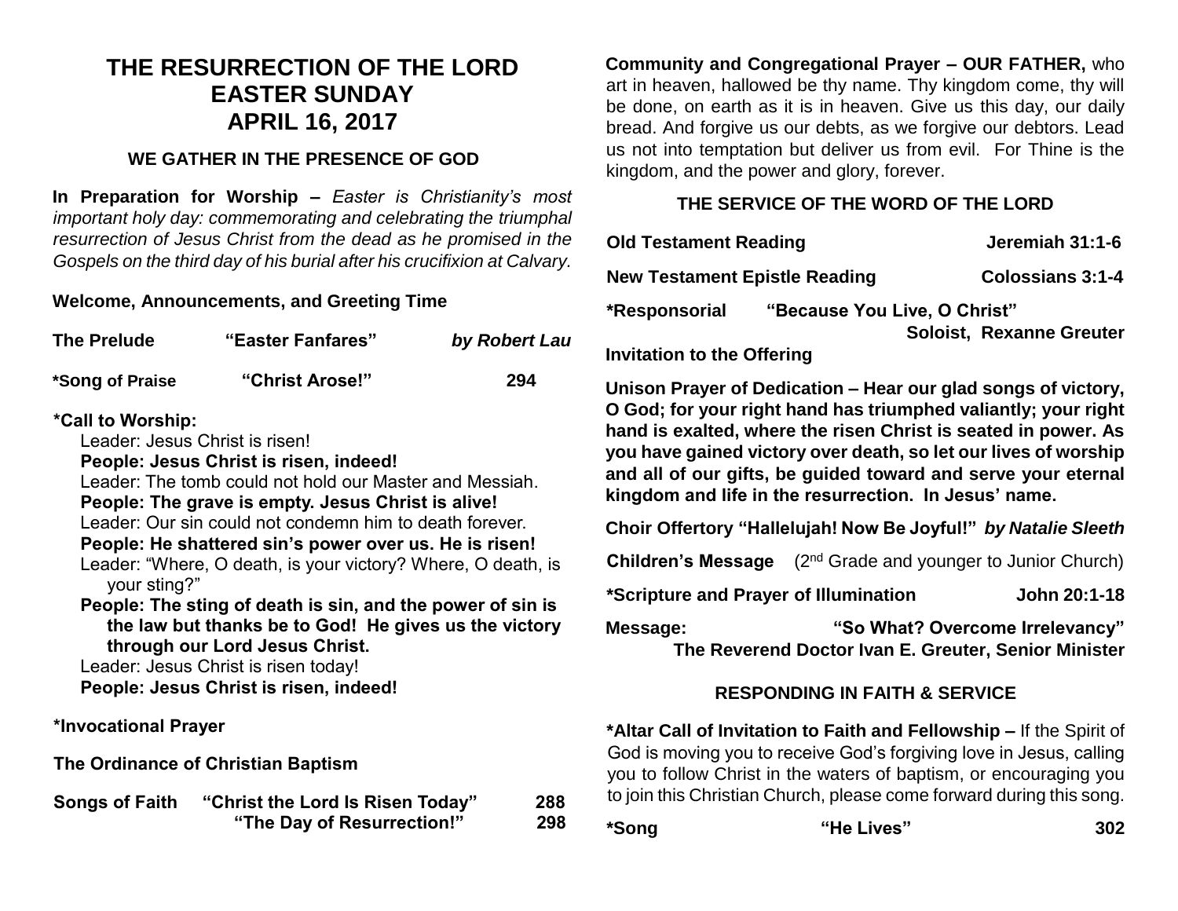# THE RESURRECTION OF THE LORD
# EASTER SUNDAY
# APRIL 16, 2017

## WE GATHER IN THE PRESENCE OF GOD

**In Preparation for Worship –** *Easter is Christianity's most important holy day: commemorating and celebrating the triumphal resurrection of Jesus Christ from the dead as he promised in the Gospels on the third day of his burial after his crucifixion at Calvary.*

**Welcome, Announcements, and Greeting Time**

**The Prelude** **"Easter Fanfares"** ***by Robert Lau***

**\*Song of Praise** **"Christ Arose!"** **294**

**\*Call to Worship:**

Leader: Jesus Christ is risen!
**People: Jesus Christ is risen, indeed!**
Leader: The tomb could not hold our Master and Messiah.
**People: The grave is empty. Jesus Christ is alive!**
Leader: Our sin could not condemn him to death forever.
**People: He shattered sin's power over us. He is risen!**
Leader: "Where, O death, is your victory? Where, O death, is your sting?"
**People: The sting of death is sin, and the power of sin is the law but thanks be to God! He gives us the victory through our Lord Jesus Christ.**
Leader: Jesus Christ is risen today!
**People: Jesus Christ is risen, indeed!**

**\*Invocational Prayer**

**The Ordinance of Christian Baptism**

**Songs of Faith** **"Christ the Lord Is Risen Today"** **288**
**"The Day of Resurrection!"** **298**

**Community and Congregational Prayer – OUR FATHER,** who art in heaven, hallowed be thy name. Thy kingdom come, thy will be done, on earth as it is in heaven. Give us this day, our daily bread. And forgive us our debts, as we forgive our debtors. Lead us not into temptation but deliver us from evil. For Thine is the kingdom, and the power and glory, forever.

## THE SERVICE OF THE WORD OF THE LORD

**Old Testament Reading** **Jeremiah 31:1-6**

**New Testament Epistle Reading** **Colossians 3:1-4**

**\*Responsorial** **"Because You Live, O Christ"**
**Soloist, Rexanne Greuter**

**Invitation to the Offering**

**Unison Prayer of Dedication – Hear our glad songs of victory, O God; for your right hand has triumphed valiantly; your right hand is exalted, where the risen Christ is seated in power. As you have gained victory over death, so let our lives of worship and all of our gifts, be guided toward and serve your eternal kingdom and life in the resurrection. In Jesus' name.**

**Choir Offertory "Hallelujah! Now Be Joyful!"** ***by Natalie Sleeth***

**Children's Message** (2nd Grade and younger to Junior Church)

**\*Scripture and Prayer of Illumination** **John 20:1-18**

**Message:** **"So What? Overcome Irrelevancy"**
**The Reverend Doctor Ivan E. Greuter, Senior Minister**

## RESPONDING IN FAITH & SERVICE

**\*Altar Call of Invitation to Faith and Fellowship –** If the Spirit of God is moving you to receive God's forgiving love in Jesus, calling you to follow Christ in the waters of baptism, or encouraging you to join this Christian Church, please come forward during this song.

**\*Song** **"He Lives"** **302**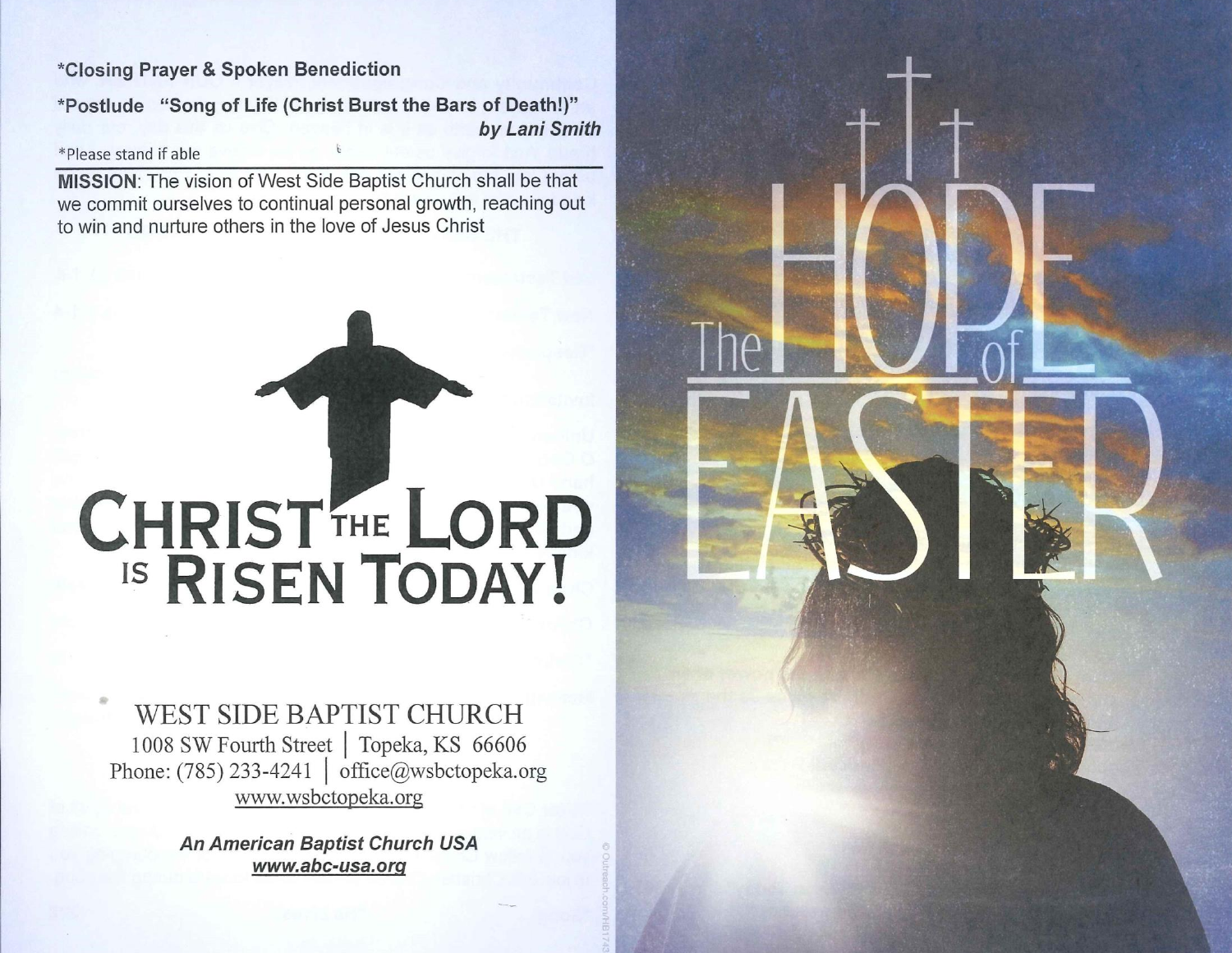**\*Closing Prayer & Spoken Benediction**

**\*Postlude "Song of Life (Christ Burst the Bars of Death!)"** ***by Lani Smith***

*Please stand if able

**MISSION**: The vision of West Side Baptist Church shall be that we commit ourselves to continual personal growth, reaching out to win and nurture others in the love of Jesus Christ

# CHRIST THE LORD IS RISEN TODAY!

WEST SIDE BAPTIST CHURCH
1008 SW Fourth Street | Topeka, KS 66606
Phone: (785) 233-4241 | office@wsbctopeka.org
www.wsbctopeka.org

***An American Baptist Church USA***
***www.abc-usa.org***

# The HOPE of EASTER

© Outreach.com/HE1743